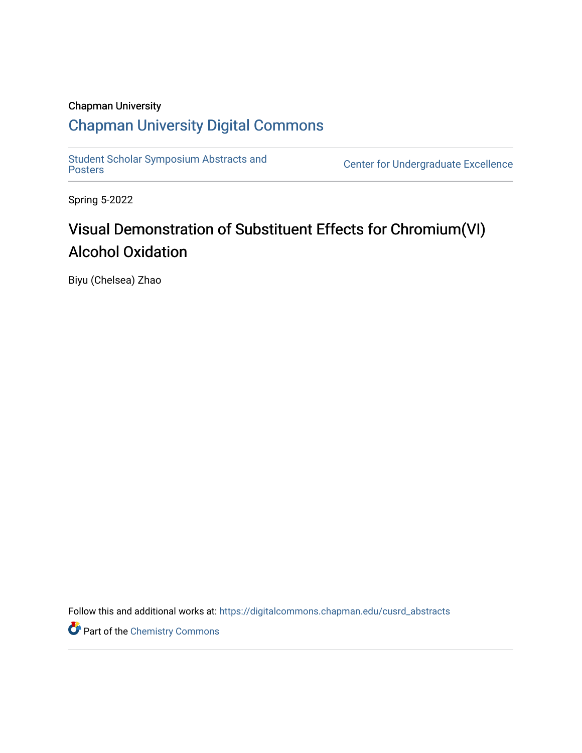Chapman University

## Chapman University Digital Commons

Student Scholar Symposium Abstracts and Posters

Center for Undergraduate Excellence

Spring 5-2022

# Visual Demonstration of Substituent Effects for Chromium(VI) Alcohol Oxidation

Biyu (Chelsea) Zhao

Follow this and additional works at: https://digitalcommons.chapman.edu/cusrd_abstracts

Part of the Chemistry Commons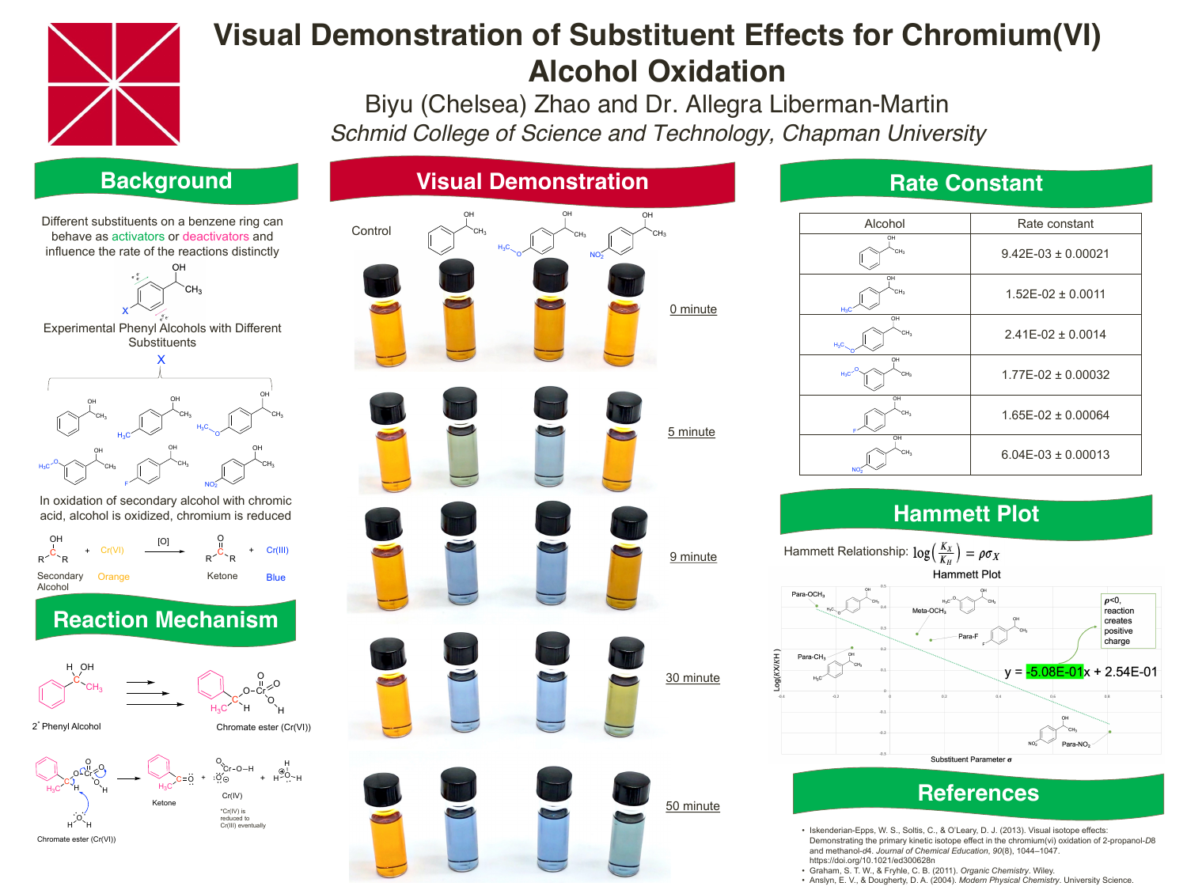# Visual Demonstration of Substituent Effects for Chromium(VI) Alcohol Oxidation

Biyu (Chelsea) Zhao and Dr. Allegra Liberman-Martin

*Schmid College of Science and Technology, Chapman University*

## Background

Different substituents on a benzene ring can behave as activators or deactivators and influence the rate of the reactions distinctly

Experimental Phenyl Alcohols with Different Substituents

X

In oxidation of secondary alcohol with chromic acid, alcohol is oxidized, chromium is reduced

Secondary Alcohol + Cr(VI) (Orange) →[O] Ketone + Cr(III) (Blue)

## Reaction Mechanism

2° Phenyl Alcohol → Chromate ester (Cr(VI))

Chromate ester (Cr(VI)) → Ketone + Cr(IV) + $H_3O^+$

*Cr(IV) is reduced to Cr(III) eventually

## Visual Demonstration

Control

0 minute

5 minute

9 minute

30 minute

50 minute

## Rate Constant

| Alcohol | Rate constant |
|---|---|
| 1-phenylethanol | 9.42E-03 ± 0.00021 |
| para-$CH_3$ | 1.52E-02 ± 0.0011 |
| para-$OCH_3$ | 2.41E-02 ± 0.0014 |
| meta-$OCH_3$ | 1.77E-02 ± 0.00032 |
| para-F | 1.65E-02 ± 0.00064 |
| para-$NO_2$ | 6.04E-03 ± 0.00013 |

## Hammett Plot

Hammett Relationship: $\log\left(\frac{K_X}{K_H}\right) = \rho\sigma_X$

Hammett Plot

Para-$OCH_3$

Meta-$OCH_3$

Para-F

Para-$CH_3$

Para-$NO_2$

ρ<0, reaction creates positive charge

y = -5.08E-01x + 2.54E-01

Log(KX/KH)

Substituent Parameter σ

## References

- Iskenderian-Epps, W. S., Soltis, C., & O'Leary, D. J. (2013). Visual isotope effects: Demonstrating the primary kinetic isotope effect in the chromium(vi) oxidation of 2-propanol-*D8* and methanol-*d4*. *Journal of Chemical Education*, *90*(8), 1044–1047. https://doi.org/10.1021/ed300628n
- Graham, S. T. W., & Fryhle, C. B. (2011). *Organic Chemistry*. Wiley.
- Anslyn, E. V., & Dougherty, D. A. (2004). *Modern Physical Chemistry*. University Science.